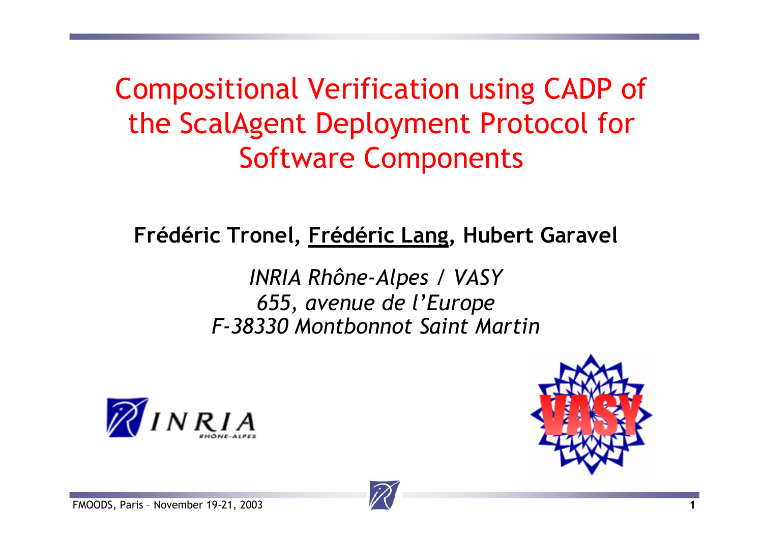# Compositional Verification using CADP of the ScalAgent Deployment Protocol for Software Components

**Frédéric Tronel, Frédéric Lang, Hubert Garavel**

*INRIA Rhône-Alpes / VASY*
*655, avenue de l'Europe*
*F-38330 Montbonnot Saint Martin*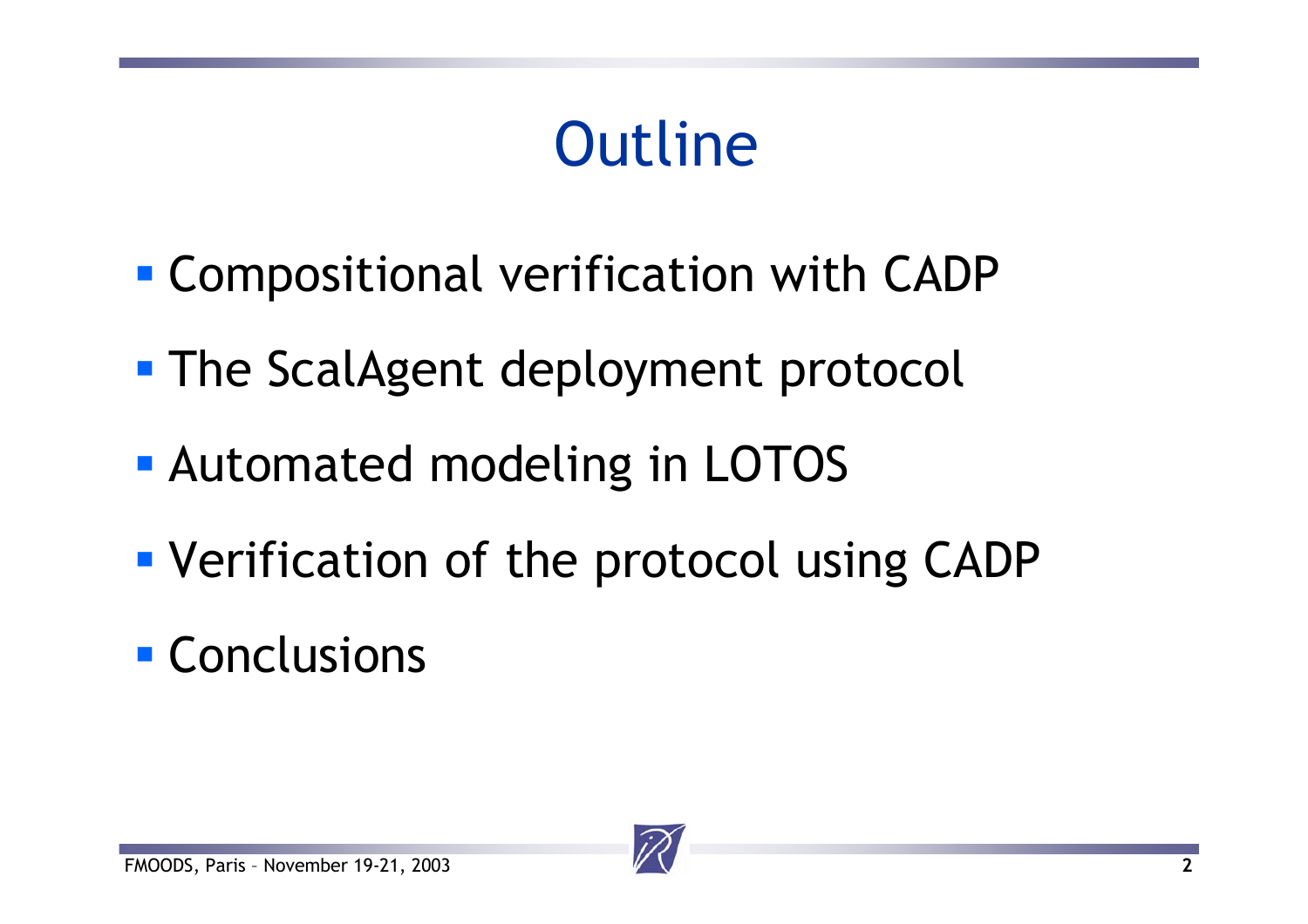# Outline

- Compositional verification with CADP
- The ScalAgent deployment protocol
- Automated modeling in LOTOS
- Verification of the protocol using CADP
- Conclusions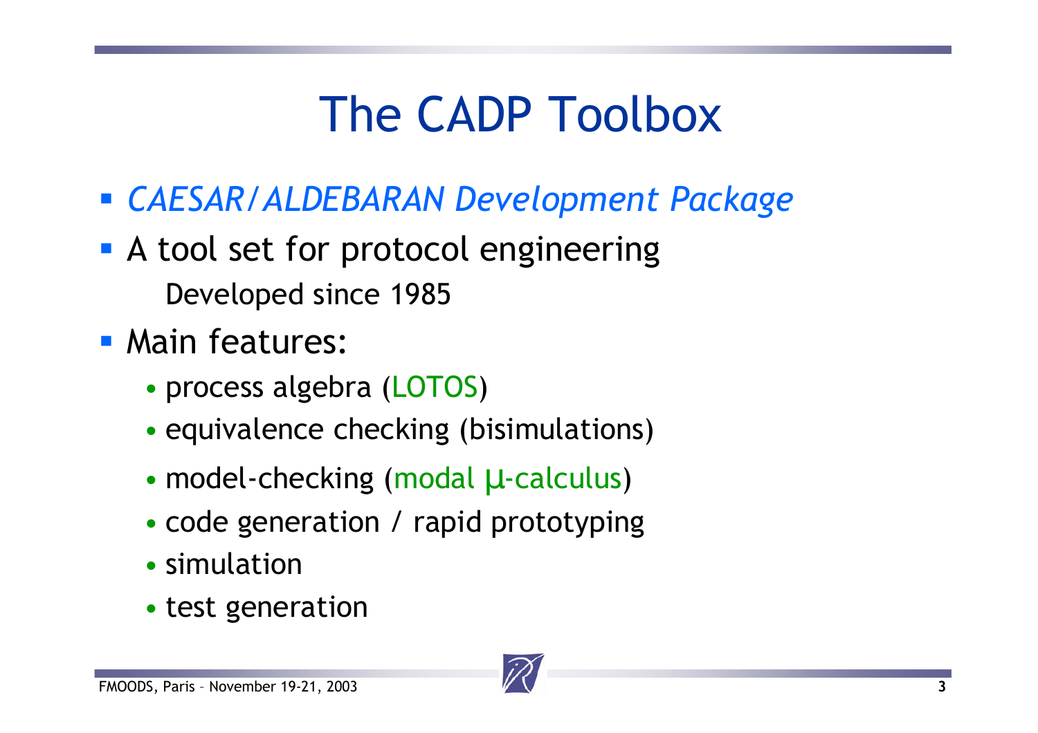# The CADP Toolbox

- *CAESAR/ALDEBARAN Development Package*
- A tool set for protocol engineering

  Developed since 1985
- Main features:
  - process algebra (LOTOS)
  - equivalence checking (bisimulations)
  - model-checking (modal μ-calculus)
  - code generation / rapid prototyping
  - simulation
  - test generation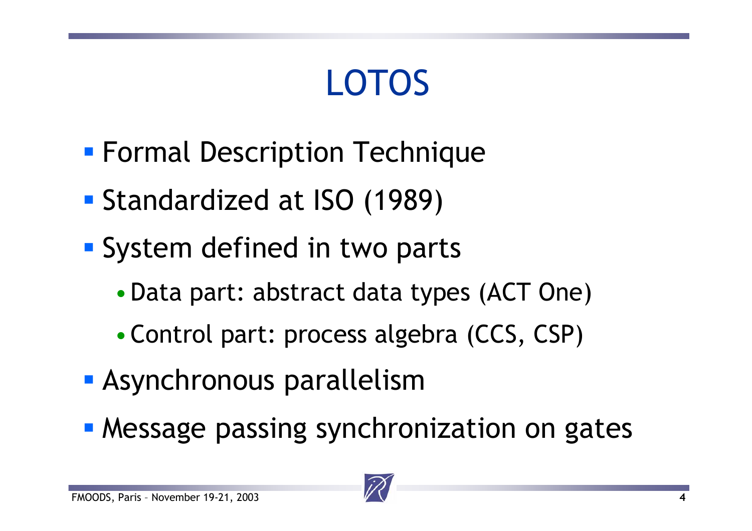# LOTOS

- Formal Description Technique
- Standardized at ISO (1989)
- System defined in two parts
  - Data part: abstract data types (ACT One)
  - Control part: process algebra (CCS, CSP)
- Asynchronous parallelism
- Message passing synchronization on gates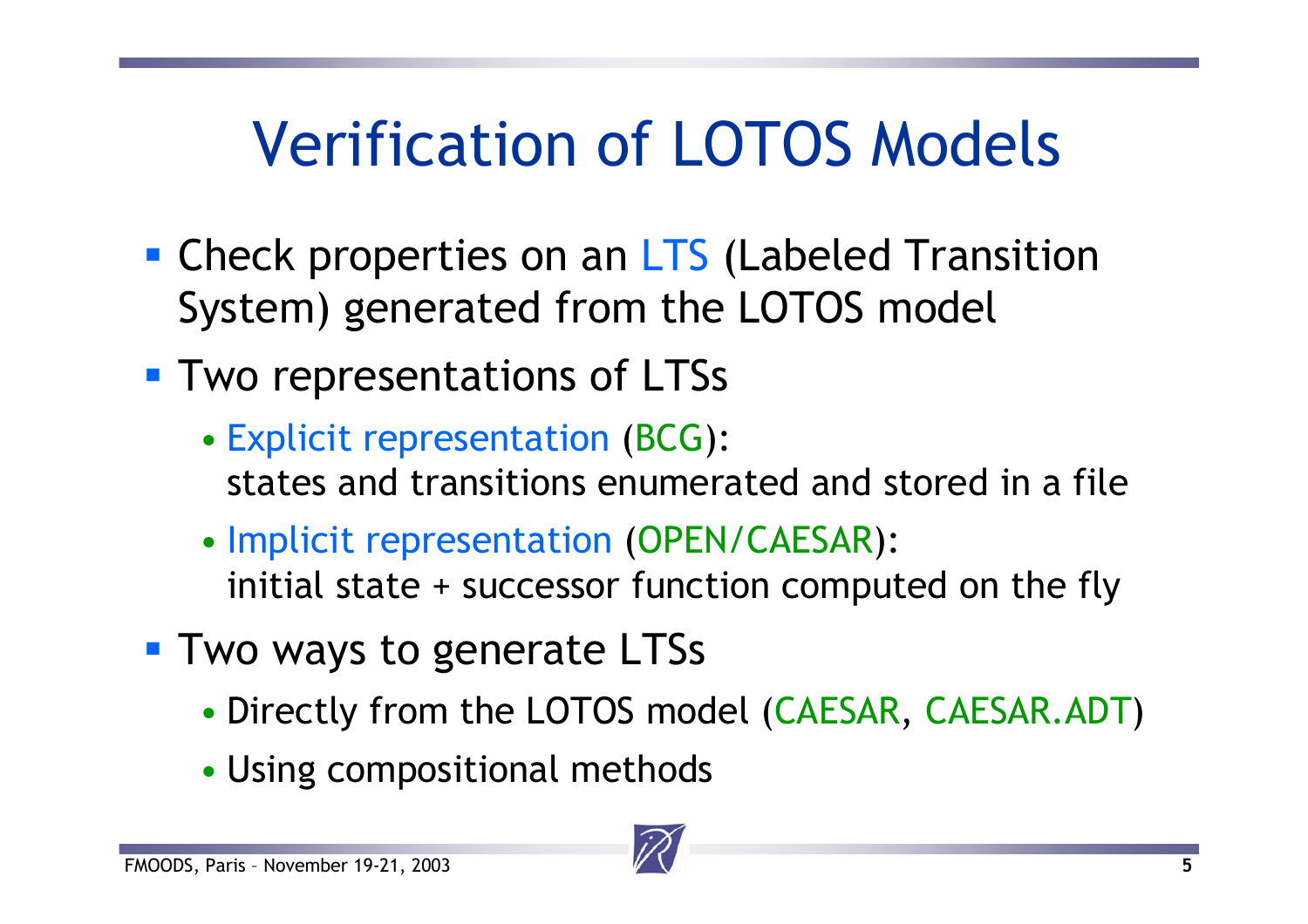# Verification of LOTOS Models

- Check properties on an LTS (Labeled Transition System) generated from the LOTOS model
- Two representations of LTSs
  - Explicit representation (BCG): states and transitions enumerated and stored in a file
  - Implicit representation (OPEN/CAESAR): initial state + successor function computed on the fly
- Two ways to generate LTSs
  - Directly from the LOTOS model (CAESAR, CAESAR.ADT)
  - Using compositional methods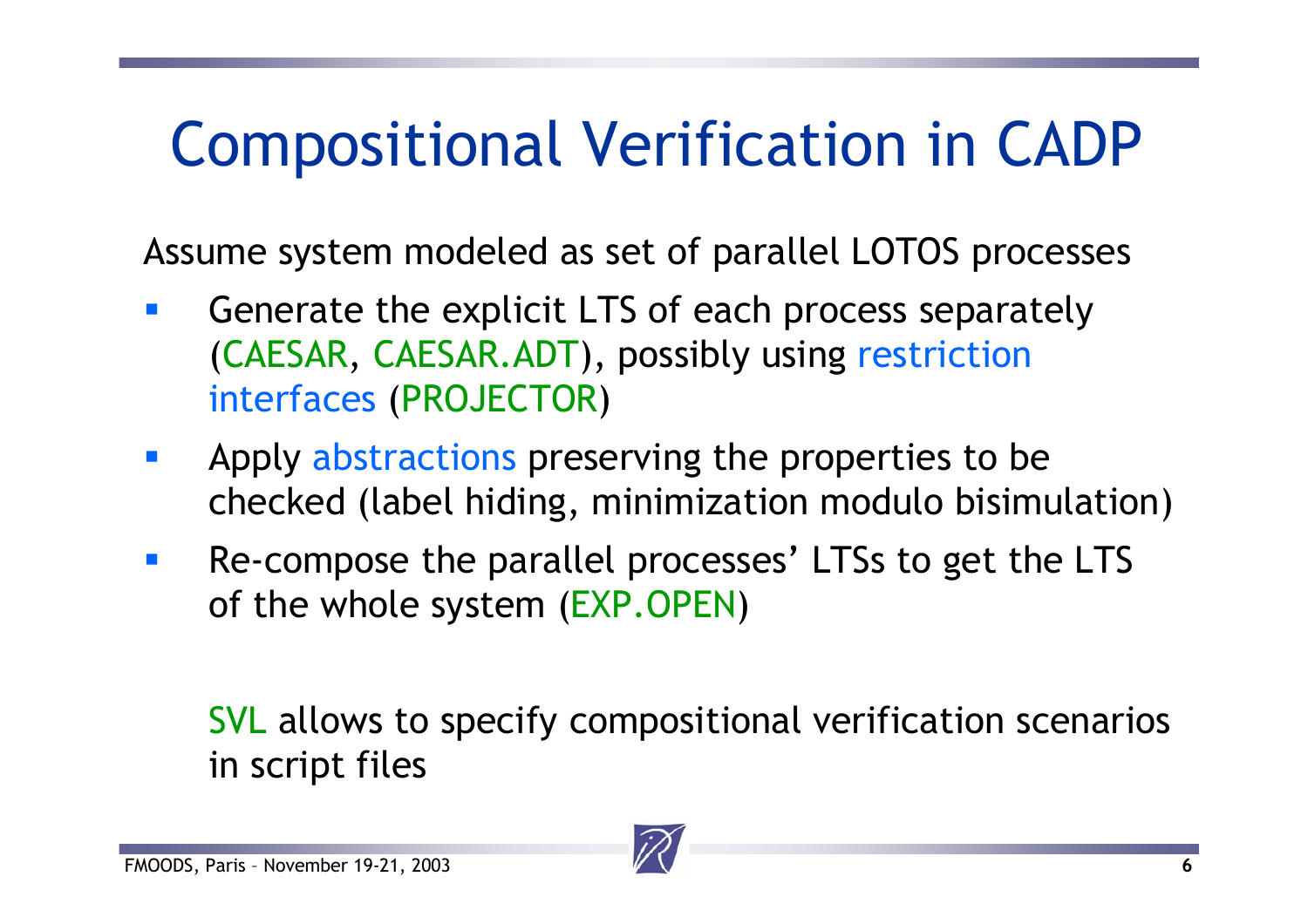# Compositional Verification in CADP

Assume system modeled as set of parallel LOTOS processes

- Generate the explicit LTS of each process separately (CAESAR, CAESAR.ADT), possibly using restriction interfaces (PROJECTOR)
- Apply abstractions preserving the properties to be checked (label hiding, minimization modulo bisimulation)
- Re-compose the parallel processes' LTSs to get the LTS of the whole system (EXP.OPEN)

SVL allows to specify compositional verification scenarios in script files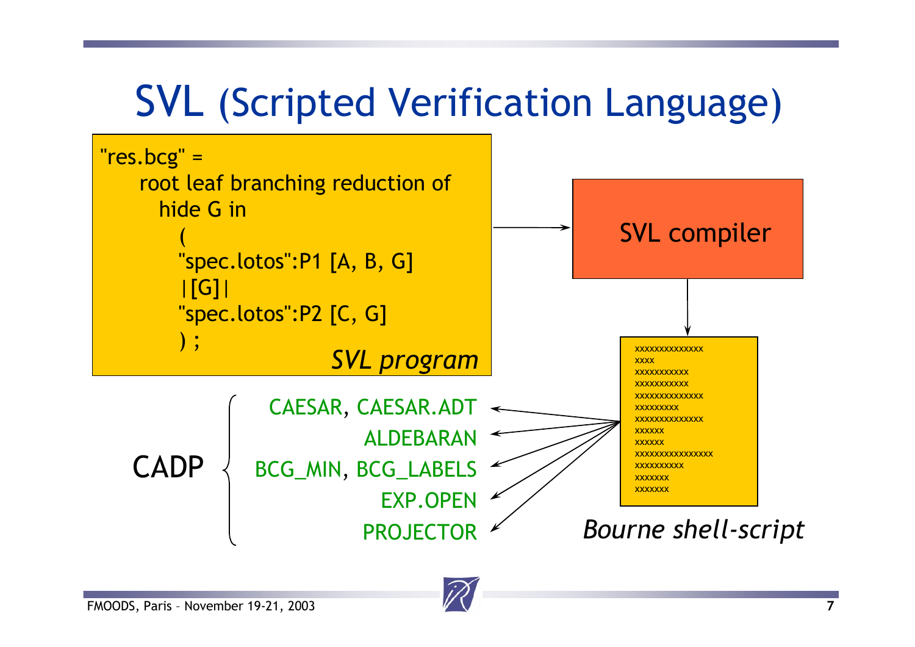# SVL (Scripted Verification Language)

```
"res.bcg" =
    root leaf branching reduction of
      hide G in
        (
        "spec.lotos":P1 [A, B, G]
        |[G]|
        "spec.lotos":P2 [C, G]
        ) ;
```

*SVL program*

SVL compiler

*Bourne shell-script*

CADP

- CAESAR, CAESAR.ADT
- ALDEBARAN
- BCG_MIN, BCG_LABELS
- EXP.OPEN
- PROJECTOR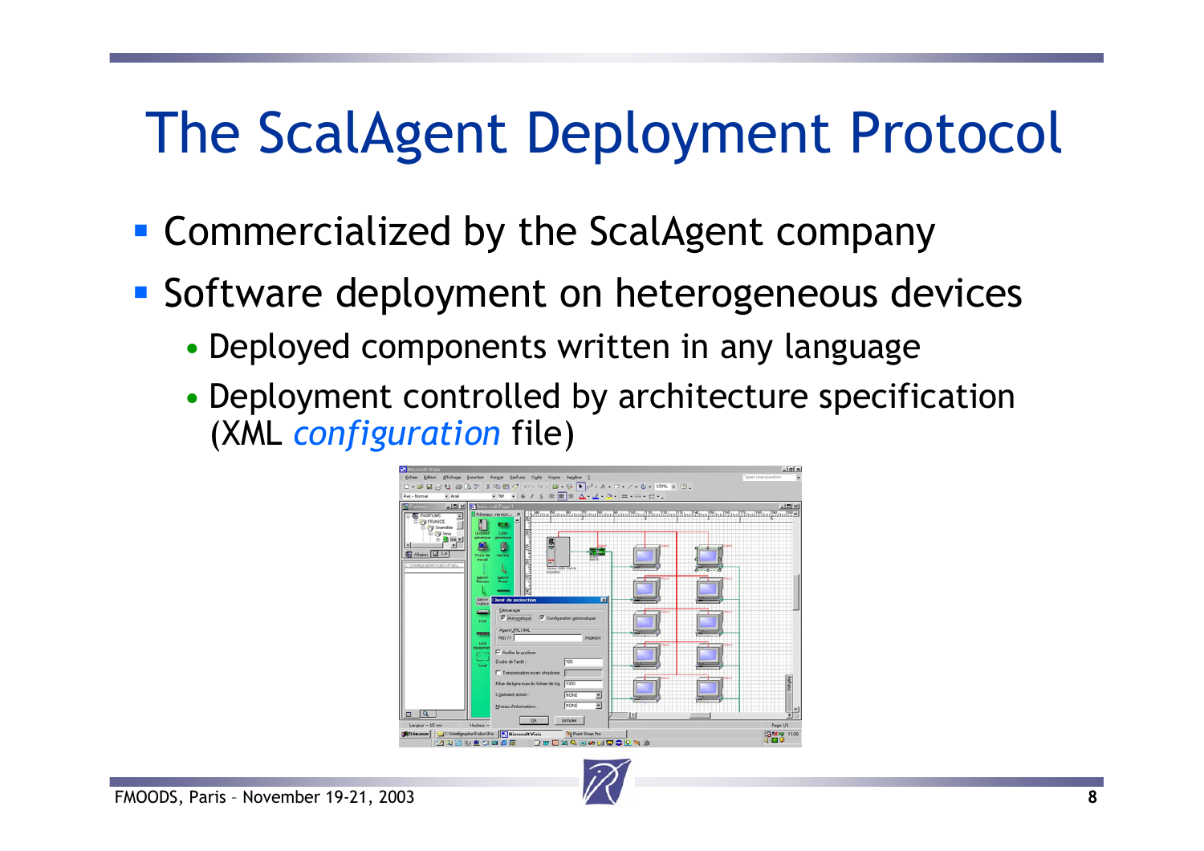# The ScalAgent Deployment Protocol

- Commercialized by the ScalAgent company
- Software deployment on heterogeneous devices
  - Deployed components written in any language
  - Deployment controlled by architecture specification (XML *configuration* file)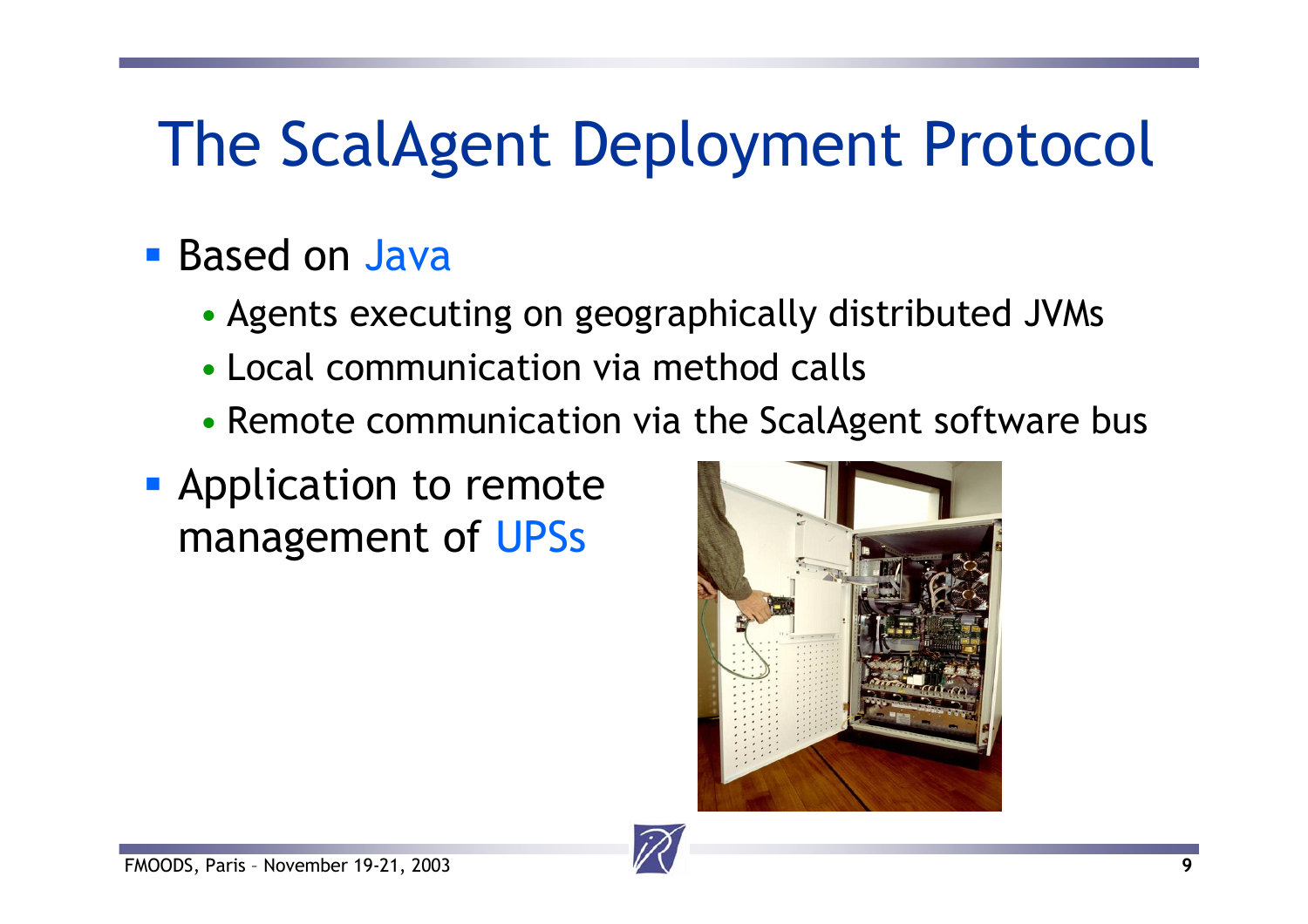# The ScalAgent Deployment Protocol

- Based on Java
  - Agents executing on geographically distributed JVMs
  - Local communication via method calls
  - Remote communication via the ScalAgent software bus
- Application to remote management of UPSs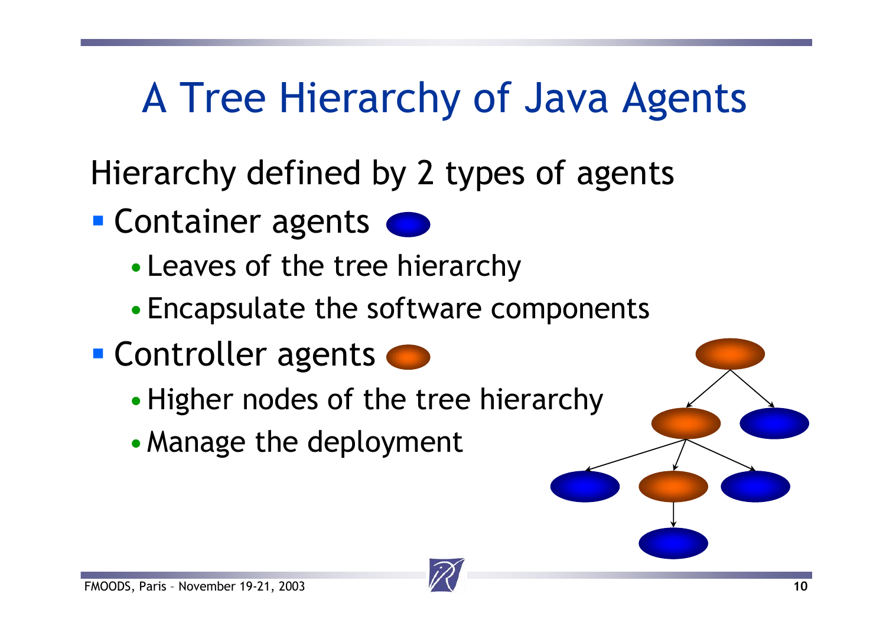# A Tree Hierarchy of Java Agents

Hierarchy defined by 2 types of agents

- Container agents
  - Leaves of the tree hierarchy
  - Encapsulate the software components
- Controller agents
  - Higher nodes of the tree hierarchy
  - Manage the deployment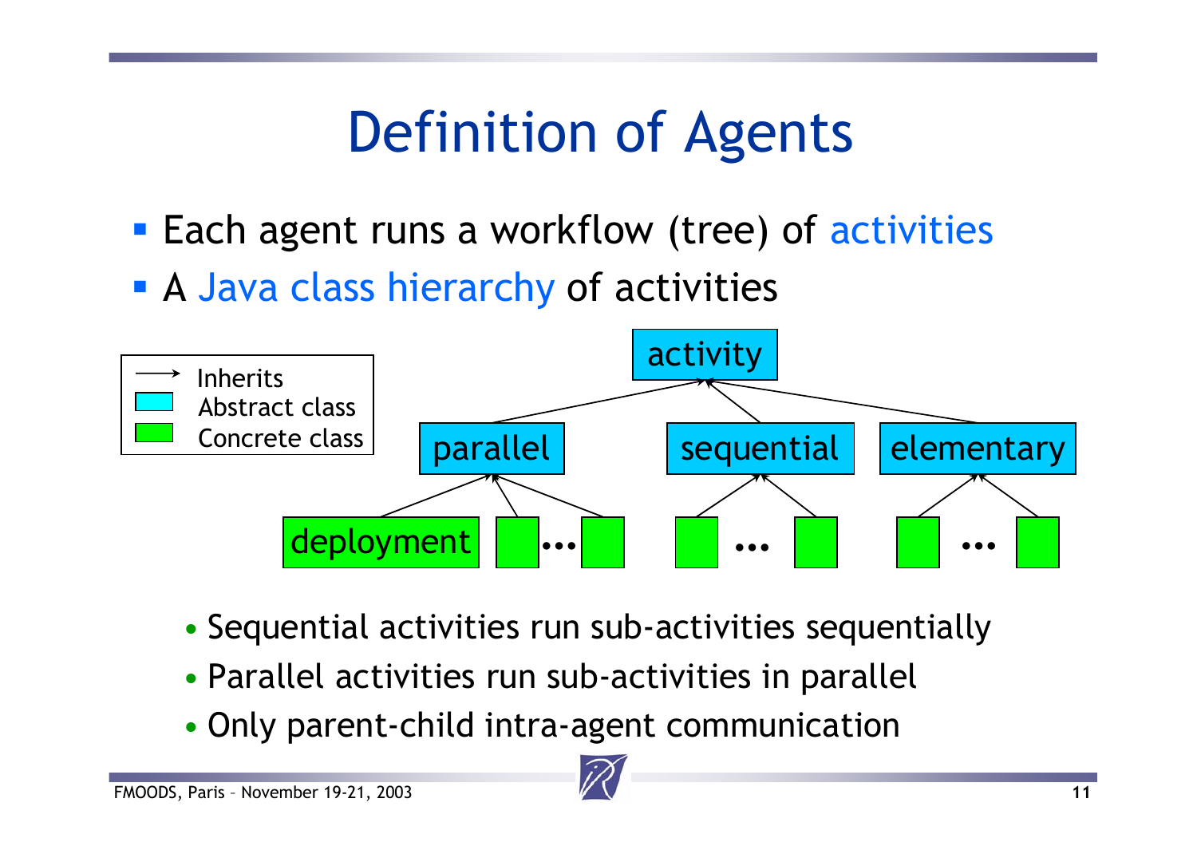# Definition of Agents

- Each agent runs a workflow (tree) of activities
- A Java class hierarchy of activities

Inherits
Abstract class
Concrete class

activity
parallel
sequential
elementary
deployment
...
...
...

- Sequential activities run sub-activities sequentially
- Parallel activities run sub-activities in parallel
- Only parent-child intra-agent communication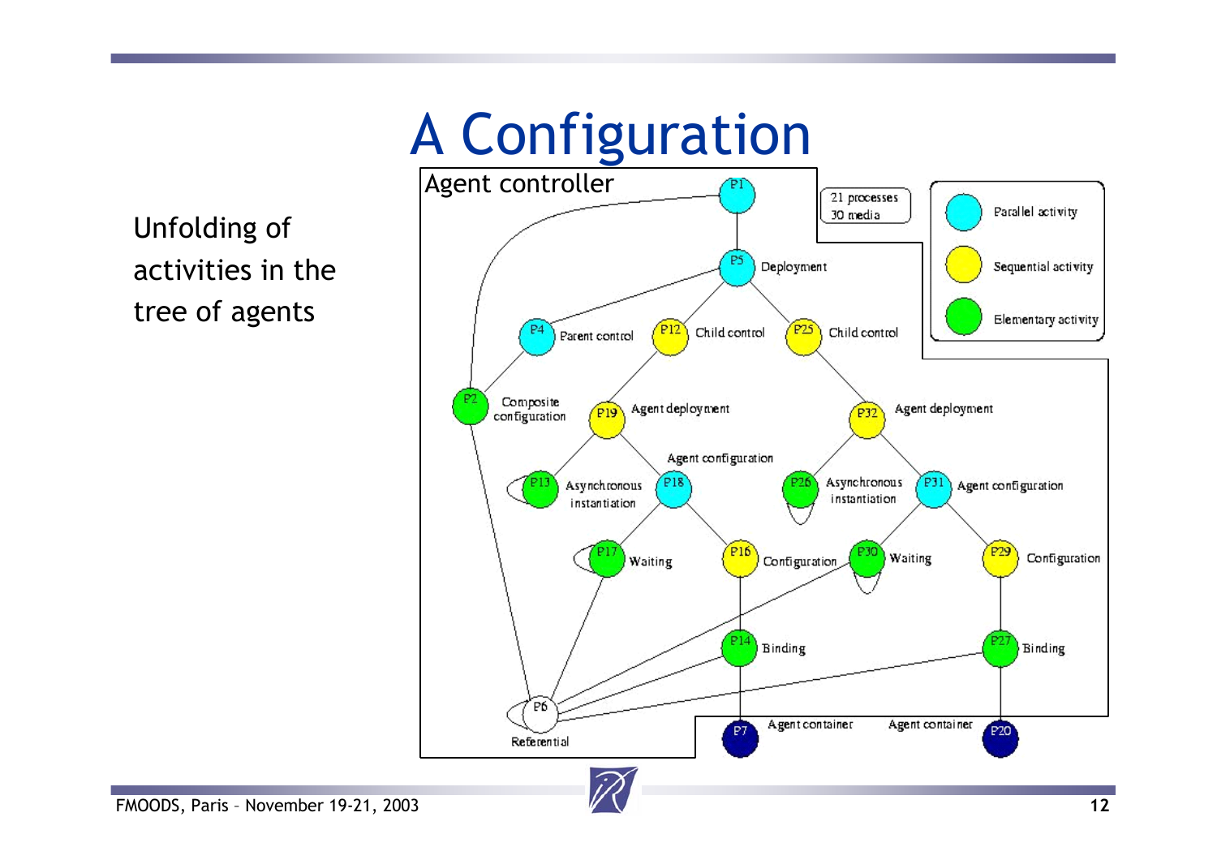# A Configuration

Unfolding of activities in the tree of agents

Agent controller

21 processes
30 media

Parallel activity
Sequential activity
Elementary activity

P1
P5 Deployment
P4 Parent control
P12 Child control
P25 Child control
P2 Composite configuration
P19 Agent deployment
P32 Agent deployment
P13 Asynchronous instantiation
P18 Agent configuration
P26 Asynchronous instantiation
P31 Agent configuration
P17 Waiting
P16 Configuration
P30 Waiting
P29 Configuration
P14 Binding
P27 Binding
P6 Referential
P7 Agent container
P20 Agent container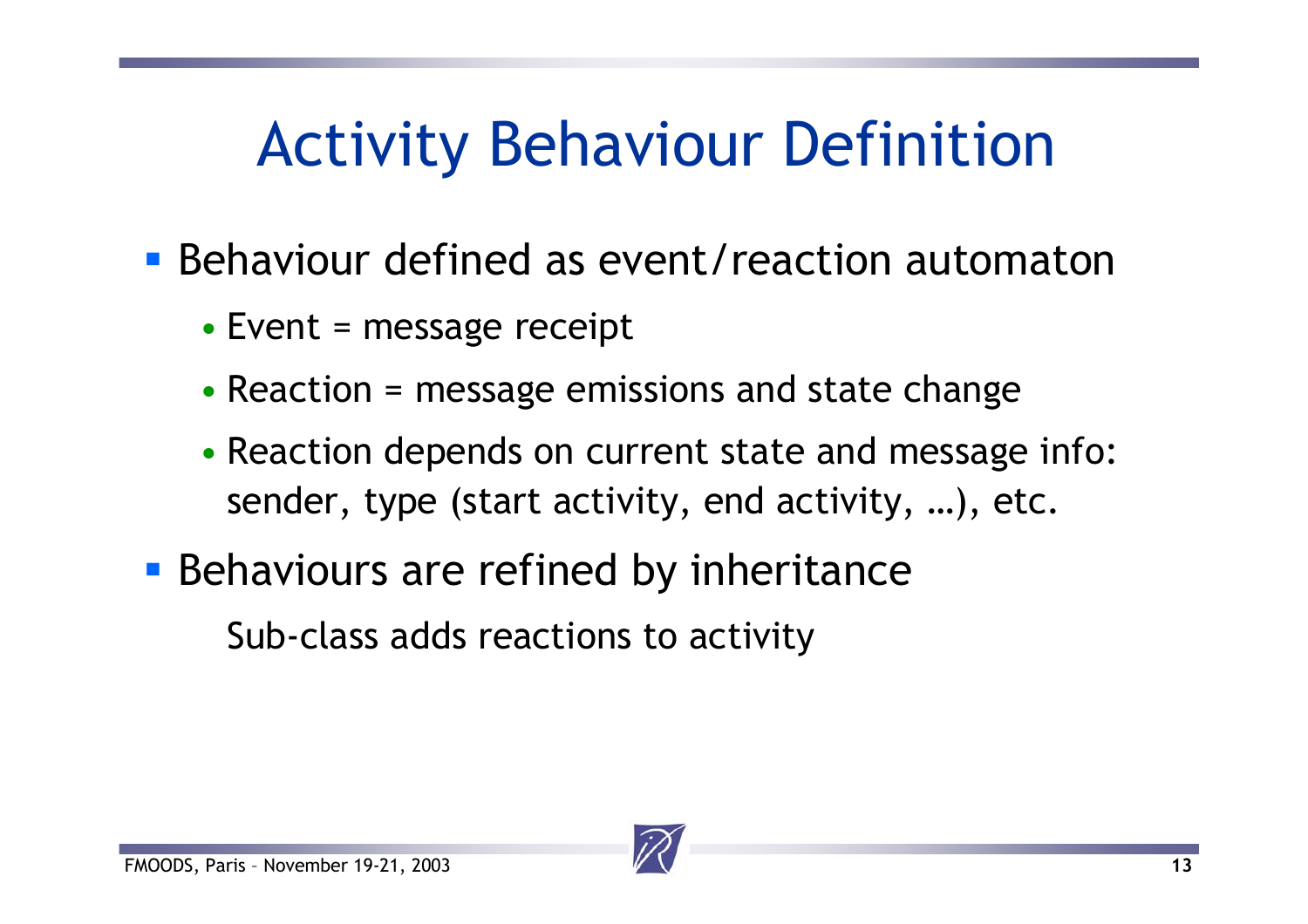# Activity Behaviour Definition

- Behaviour defined as event/reaction automaton
  - Event = message receipt
  - Reaction = message emissions and state change
  - Reaction depends on current state and message info: sender, type (start activity, end activity, …), etc.
- Behaviours are refined by inheritance

  Sub-class adds reactions to activity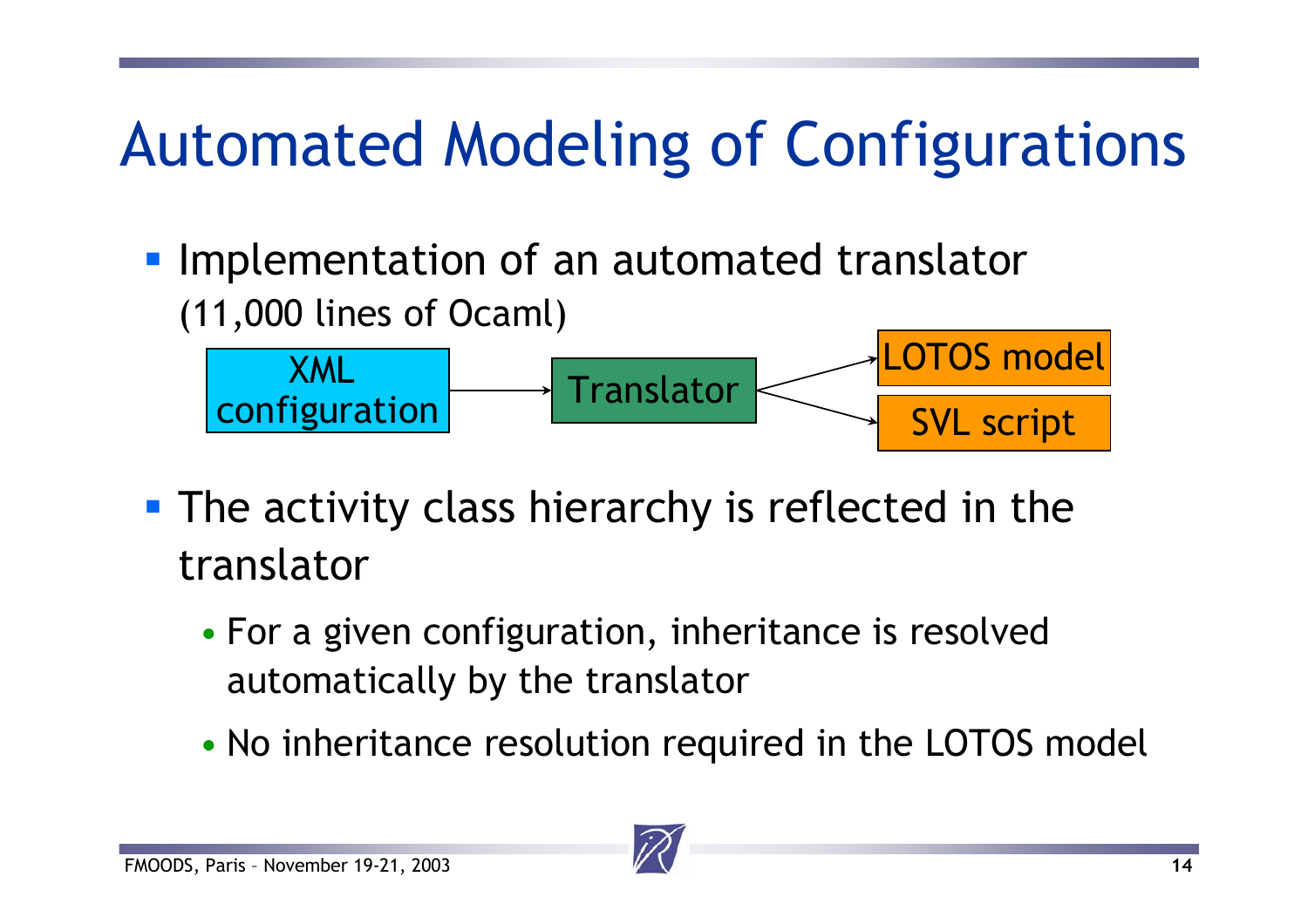# Automated Modeling of Configurations

- Implementation of an automated translator (11,000 lines of Ocaml)

XML configuration → Translator → LOTOS model

Translator → SVL script

- The activity class hierarchy is reflected in the translator
  - For a given configuration, inheritance is resolved automatically by the translator
  - No inheritance resolution required in the LOTOS model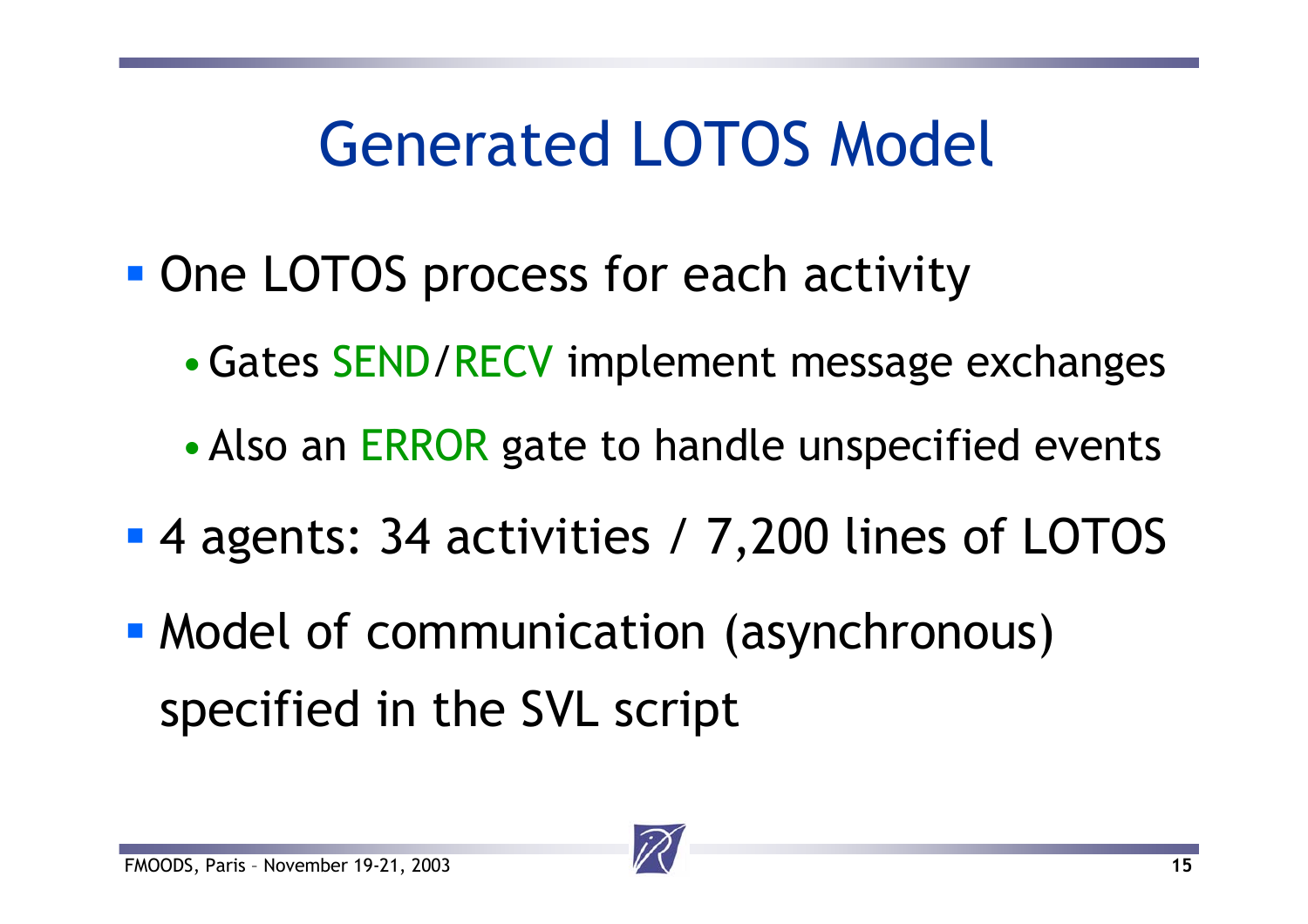# Generated LOTOS Model

- One LOTOS process for each activity
  - Gates SEND/RECV implement message exchanges
  - Also an ERROR gate to handle unspecified events
- 4 agents: 34 activities / 7,200 lines of LOTOS
- Model of communication (asynchronous) specified in the SVL script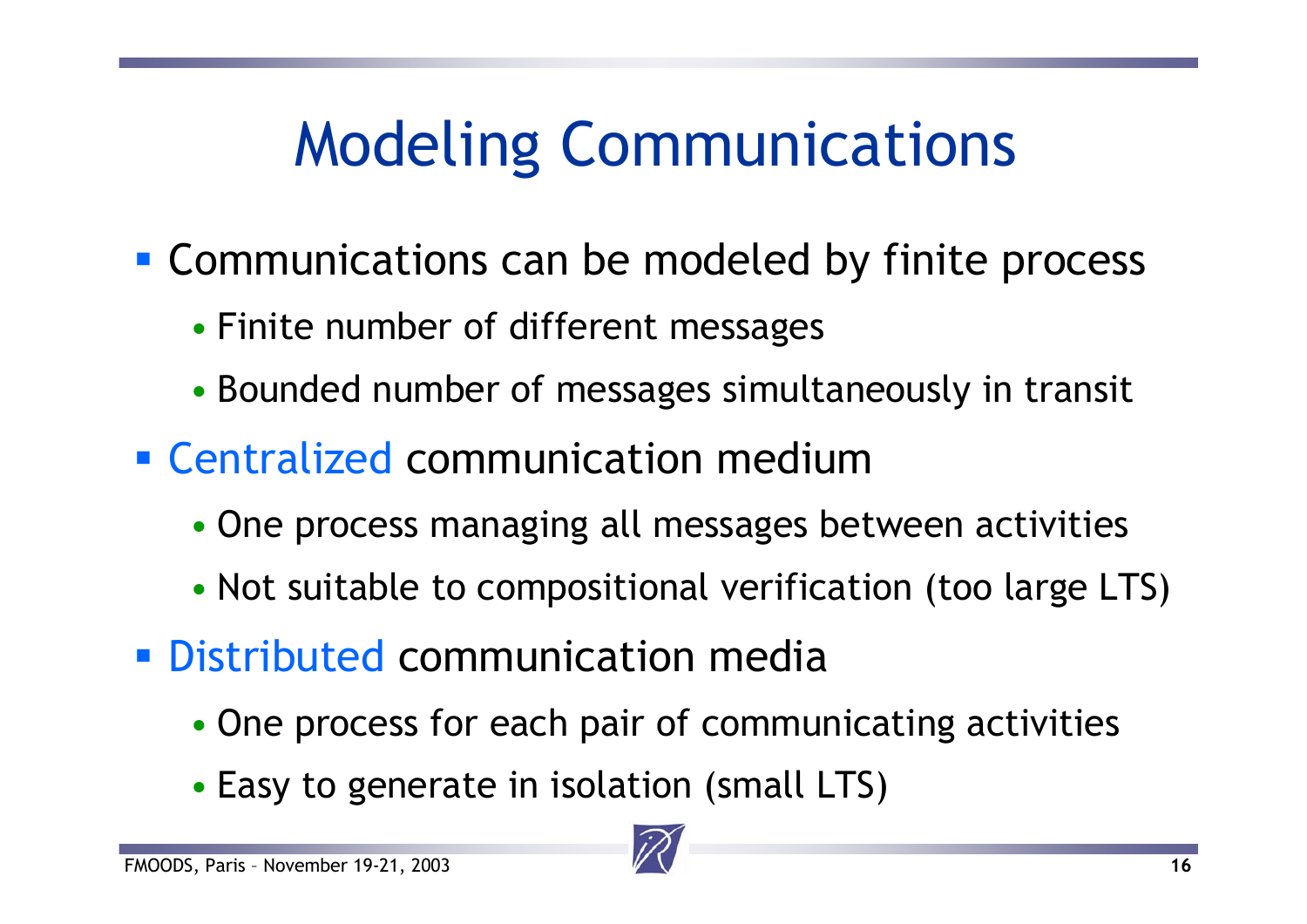# Modeling Communications

- Communications can be modeled by finite process
  - Finite number of different messages
  - Bounded number of messages simultaneously in transit
- Centralized communication medium
  - One process managing all messages between activities
  - Not suitable to compositional verification (too large LTS)
- Distributed communication media
  - One process for each pair of communicating activities
  - Easy to generate in isolation (small LTS)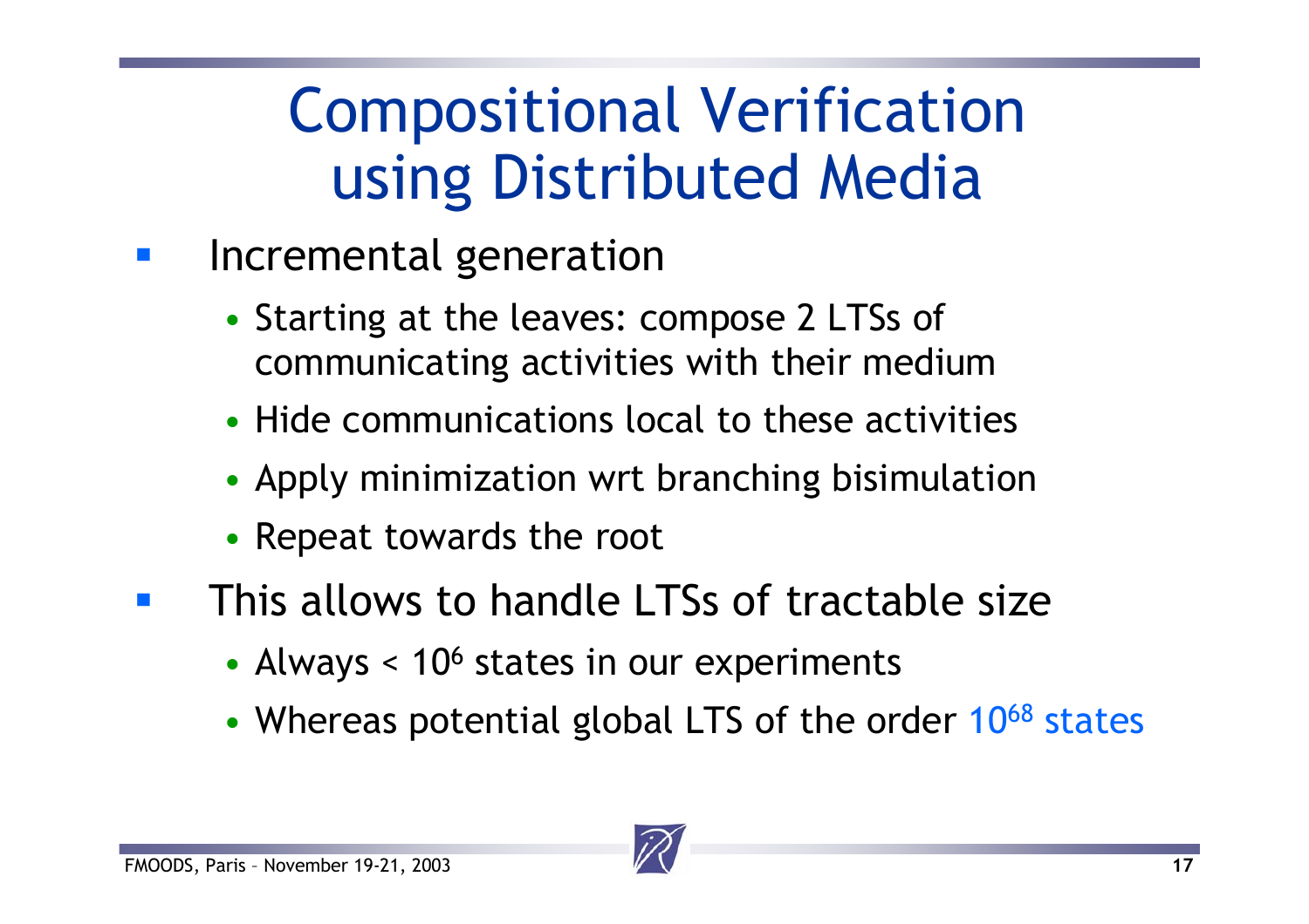# Compositional Verification using Distributed Media

- Incremental generation
  - Starting at the leaves: compose 2 LTSs of communicating activities with their medium
  - Hide communications local to these activities
  - Apply minimization wrt branching bisimulation
  - Repeat towards the root
- This allows to handle LTSs of tractable size
  - Always < $10^6$ states in our experiments
  - Whereas potential global LTS of the order $10^{68}$ states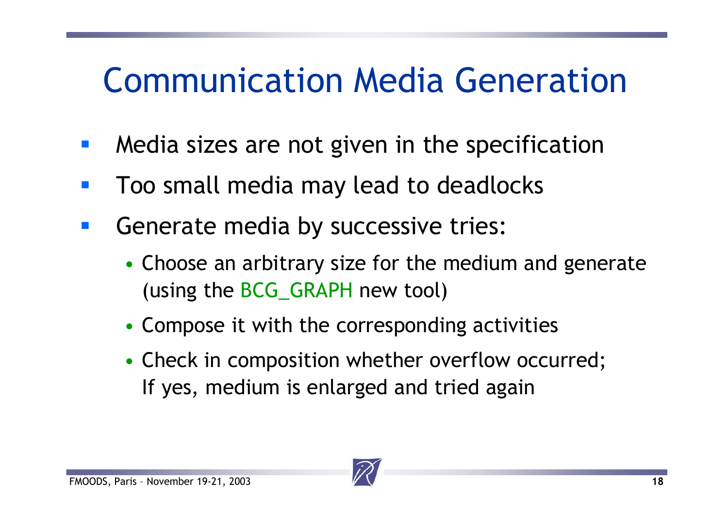# Communication Media Generation

- Media sizes are not given in the specification
- Too small media may lead to deadlocks
- Generate media by successive tries:
  - Choose an arbitrary size for the medium and generate (using the BCG_GRAPH new tool)
  - Compose it with the corresponding activities
  - Check in composition whether overflow occurred; If yes, medium is enlarged and tried again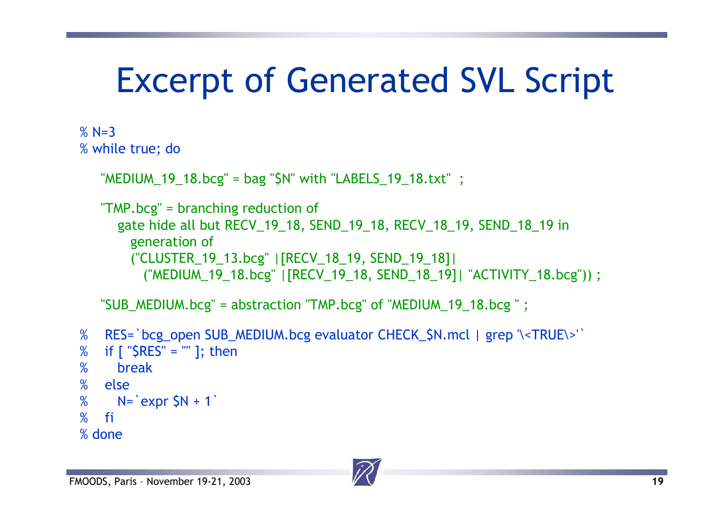# Excerpt of Generated SVL Script

```
% N=3
% while true; do

   "MEDIUM_19_18.bcg" = bag "$N" with "LABELS_19_18.txt"  ;

   "TMP.bcg" = branching reduction of
      gate hide all but RECV_19_18, SEND_19_18, RECV_18_19, SEND_18_19 in
        generation of
        ("CLUSTER_19_13.bcg" |[RECV_18_19, SEND_19_18]|
          ("MEDIUM_19_18.bcg" |[RECV_19_18, SEND_18_19]| "ACTIVITY_18.bcg")) ;

   "SUB_MEDIUM.bcg" = abstraction "TMP.bcg" of "MEDIUM_19_18.bcg " ;

%    RES=`bcg_open SUB_MEDIUM.bcg evaluator CHECK_$N.mcl | grep '\<TRUE\>'`
%    if [ "$RES" = "" ]; then
%      break
%    else
%      N=`expr $N + 1`
%    fi
% done
```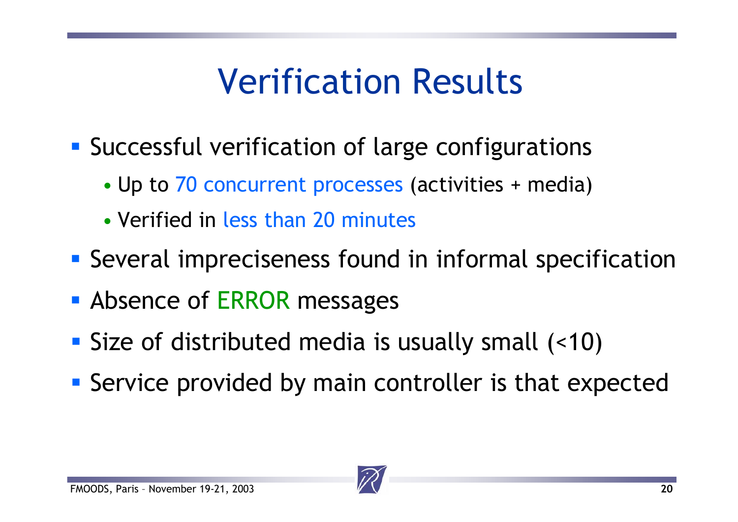# Verification Results

- Successful verification of large configurations
  - Up to 70 concurrent processes (activities + media)
  - Verified in less than 20 minutes
- Several impreciseness found in informal specification
- Absence of ERROR messages
- Size of distributed media is usually small (<10)
- Service provided by main controller is that expected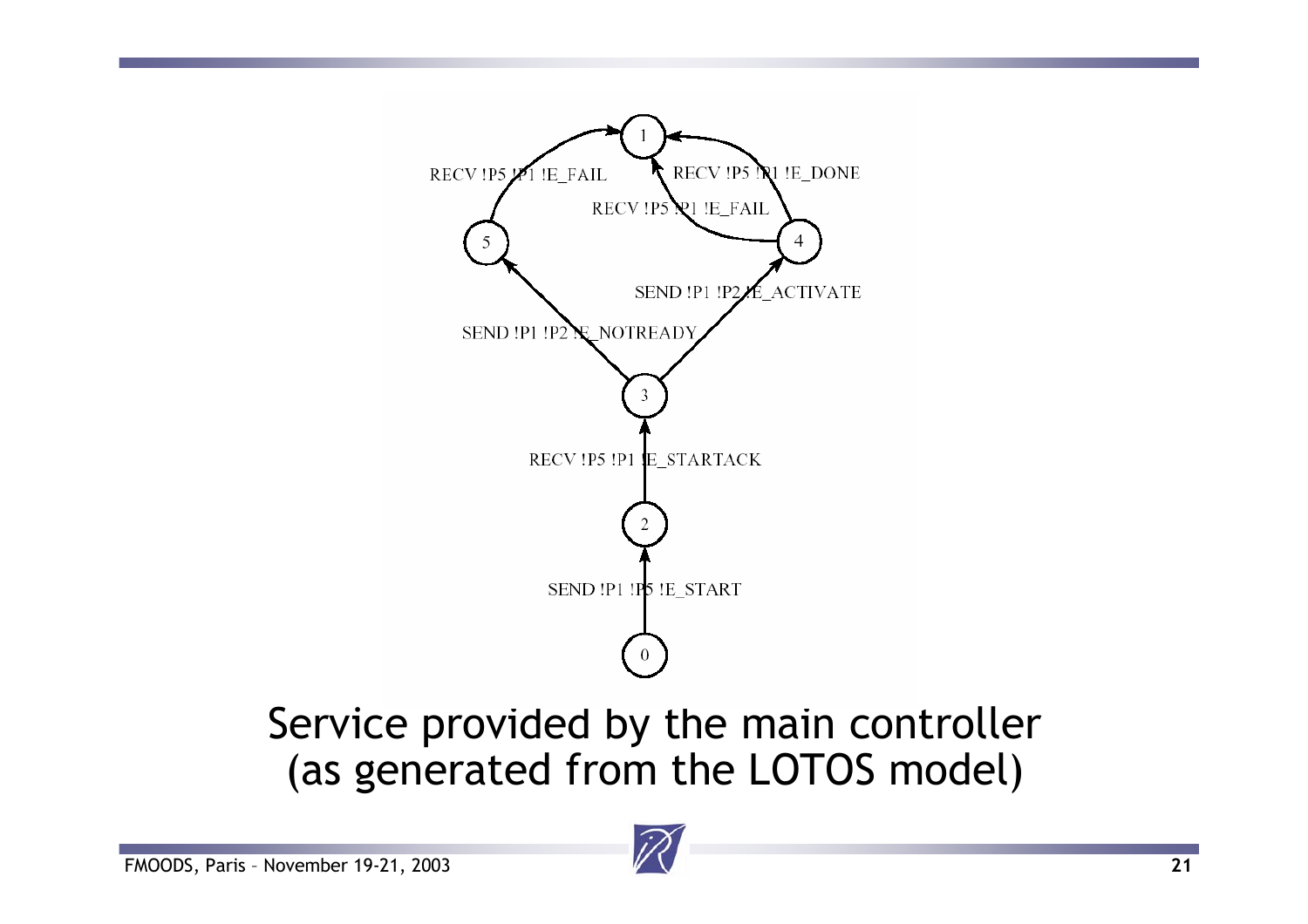RECV !P5 !P1 !E_FAIL

RECV !P5 !P1 !E_DONE

RECV !P5 !P1 !E_FAIL

SEND !P1 !P2 !E_ACTIVATE

SEND !P1 !P2 !E_NOTREADY

RECV !P5 !P1 !E_STARTACK

SEND !P1 !P5 !E_START

0

1

2

3

4

5

Service provided by the main controller
(as generated from the LOTOS model)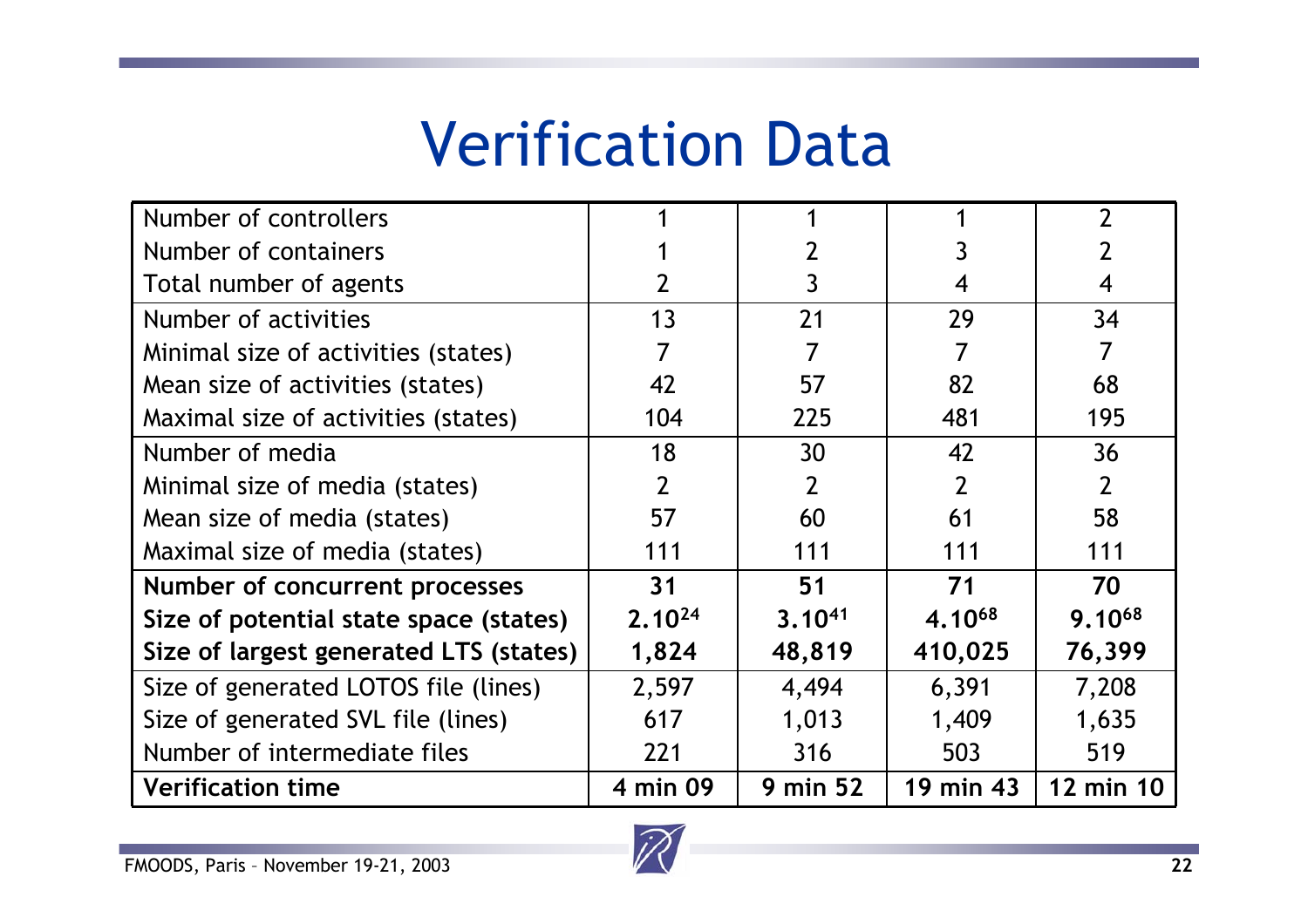# Verification Data

| | | | | |
|---|---|---|---|---|
| Number of controllers | 1 | 1 | 1 | 2 |
| Number of containers | 1 | 2 | 3 | 2 |
| Total number of agents | 2 | 3 | 4 | 4 |
| Number of activities | 13 | 21 | 29 | 34 |
| Minimal size of activities (states) | 7 | 7 | 7 | 7 |
| Mean size of activities (states) | 42 | 57 | 82 | 68 |
| Maximal size of activities (states) | 104 | 225 | 481 | 195 |
| Number of media | 18 | 30 | 42 | 36 |
| Minimal size of media (states) | 2 | 2 | 2 | 2 |
| Mean size of media (states) | 57 | 60 | 61 | 58 |
| Maximal size of media (states) | 111 | 111 | 111 | 111 |
| **Number of concurrent processes** | **31** | **51** | **71** | **70** |
| **Size of potential state space (states)** | **$2.10^{24}$** | **$3.10^{41}$** | **$4.10^{68}$** | **$9.10^{68}$** |
| **Size of largest generated LTS (states)** | **1,824** | **48,819** | **410,025** | **76,399** |
| Size of generated LOTOS file (lines) | 2,597 | 4,494 | 6,391 | 7,208 |
| Size of generated SVL file (lines) | 617 | 1,013 | 1,409 | 1,635 |
| Number of intermediate files | 221 | 316 | 503 | 519 |
| **Verification time** | **4 min 09** | **9 min 52** | **19 min 43** | **12 min 10** |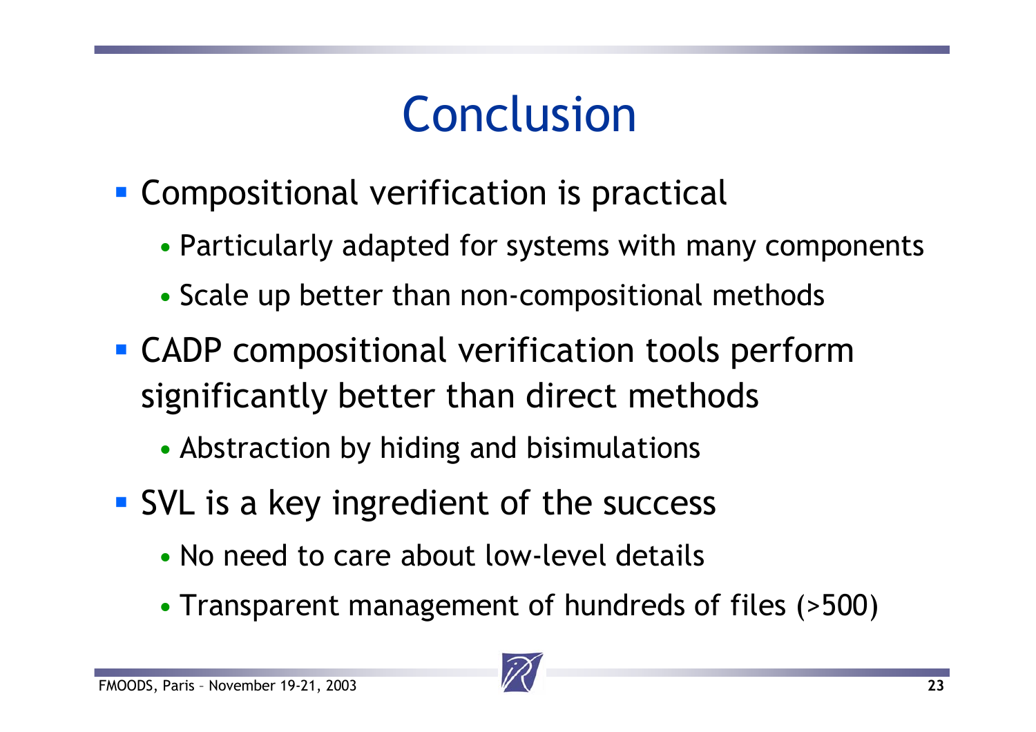# Conclusion

- Compositional verification is practical
  - Particularly adapted for systems with many components
  - Scale up better than non-compositional methods
- CADP compositional verification tools perform significantly better than direct methods
  - Abstraction by hiding and bisimulations
- SVL is a key ingredient of the success
  - No need to care about low-level details
  - Transparent management of hundreds of files (>500)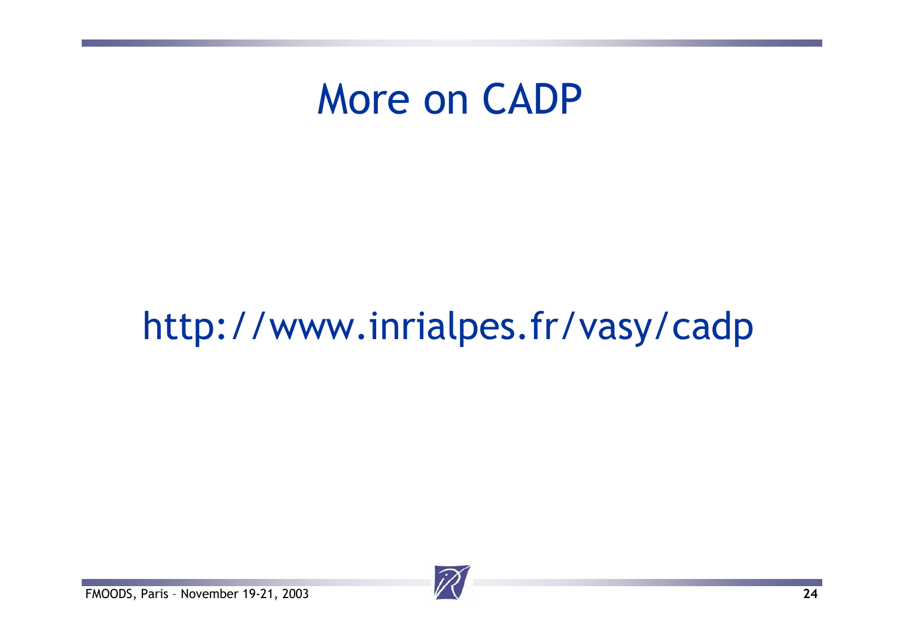# More on CADP

http://www.inrialpes.fr/vasy/cadp